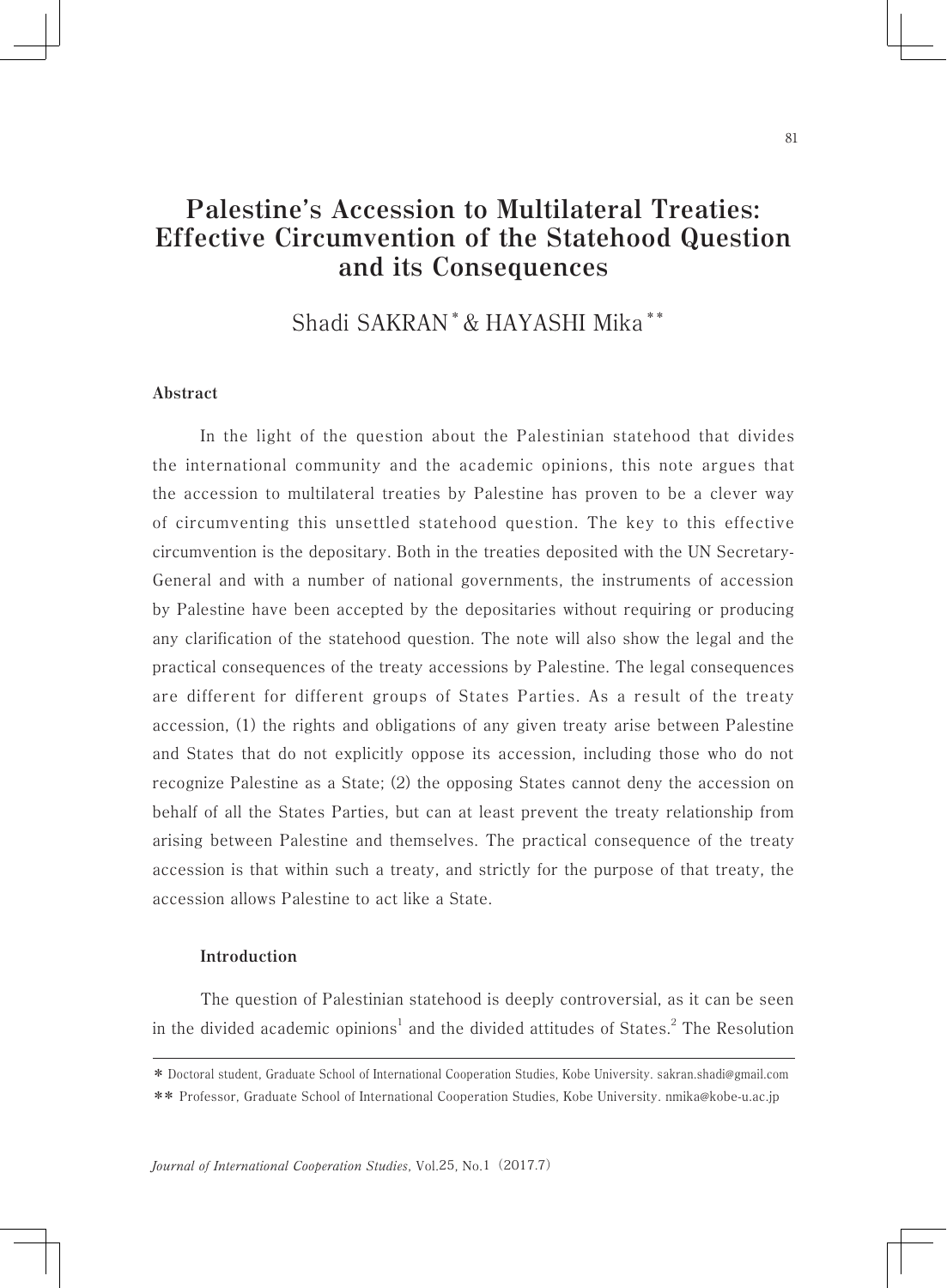# Palestine's Accession to Multilateral Treaties: Effective Circumvention of the Statehood Question and its Consequences

Shadi SAKRAN* & HAYASHI Mika**

### Abstract

In the light of the question about the Palestinian statehood that divides the international community and the academic opinions, this note argues that the accession to multilateral treaties by Palestine has proven to be a clever way of circumventing this unsettled statehood question. The key to this effective circumvention is the depositary. Both in the treaties deposited with the UN Secretary-General and with a number of national governments, the instruments of accession by Palestine have been accepted by the depositaries without requiring or producing any clarification of the statehood question. The note will also show the legal and the practical consequences of the treaty accessions by Palestine. The legal consequences are different for different groups of States Parties. As a result of the treaty accession, (1) the rights and obligations of any given treaty arise between Palestine and States that do not explicitly oppose its accession, including those who do not recognize Palestine as a State; (2) the opposing States cannot deny the accession on behalf of all the States Parties, but can at least prevent the treaty relationship from arising between Palestine and themselves. The practical consequence of the treaty accession is that within such a treaty, and strictly for the purpose of that treaty, the accession allows Palestine to act like a State.

### Introduction

The question of Palestinian statehood is deeply controversial, as it can be seen in the divided academic opinions[1] and the divided attitudes of States.[2] The Resolution

---

\* Doctoral student, Graduate School of International Cooperation Studies, Kobe University. sakran.shadi@gmail.com

\*\* Professor, Graduate School of International Cooperation Studies, Kobe University. nmika@kobe-u.ac.jp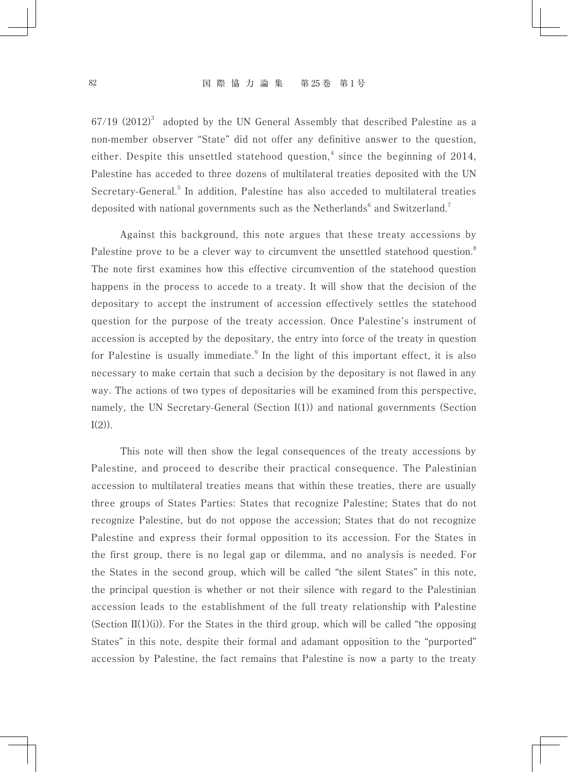67/19 (2012)[3] adopted by the UN General Assembly that described Palestine as a non-member observer "State" did not offer any definitive answer to the question, either. Despite this unsettled statehood question,[4] since the beginning of 2014, Palestine has acceded to three dozens of multilateral treaties deposited with the UN Secretary-General.[5] In addition, Palestine has also acceded to multilateral treaties deposited with national governments such as the Netherlands[6] and Switzerland.[7]

Against this background, this note argues that these treaty accessions by Palestine prove to be a clever way to circumvent the unsettled statehood question.[8] The note first examines how this effective circumvention of the statehood question happens in the process to accede to a treaty. It will show that the decision of the depositary to accept the instrument of accession effectively settles the statehood question for the purpose of the treaty accession. Once Palestine's instrument of accession is accepted by the depositary, the entry into force of the treaty in question for Palestine is usually immediate.[9] In the light of this important effect, it is also necessary to make certain that such a decision by the depositary is not flawed in any way. The actions of two types of depositaries will be examined from this perspective, namely, the UN Secretary-General (Section I(1)) and national governments (Section I(2)).

This note will then show the legal consequences of the treaty accessions by Palestine, and proceed to describe their practical consequence. The Palestinian accession to multilateral treaties means that within these treaties, there are usually three groups of States Parties: States that recognize Palestine; States that do not recognize Palestine, but do not oppose the accession; States that do not recognize Palestine and express their formal opposition to its accession. For the States in the first group, there is no legal gap or dilemma, and no analysis is needed. For the States in the second group, which will be called "the silent States" in this note, the principal question is whether or not their silence with regard to the Palestinian accession leads to the establishment of the full treaty relationship with Palestine (Section II(1)(i)). For the States in the third group, which will be called "the opposing States" in this note, despite their formal and adamant opposition to the "purported" accession by Palestine, the fact remains that Palestine is now a party to the treaty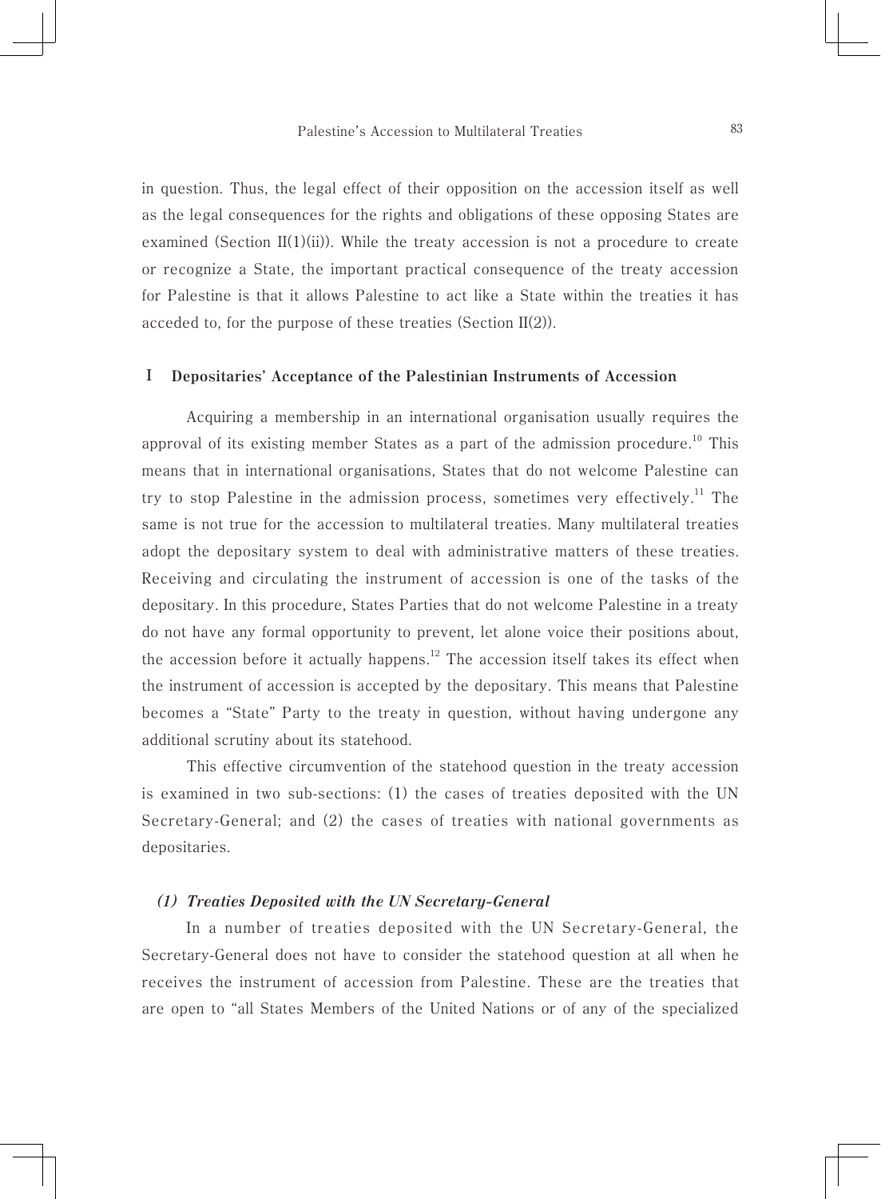in question. Thus, the legal effect of their opposition on the accession itself as well as the legal consequences for the rights and obligations of these opposing States are examined (Section II(1)(ii)). While the treaty accession is not a procedure to create or recognize a State, the important practical consequence of the treaty accession for Palestine is that it allows Palestine to act like a State within the treaties it has acceded to, for the purpose of these treaties (Section II(2)).

## I Depositaries' Acceptance of the Palestinian Instruments of Accession

Acquiring a membership in an international organisation usually requires the approval of its existing member States as a part of the admission procedure.[10] This means that in international organisations, States that do not welcome Palestine can try to stop Palestine in the admission process, sometimes very effectively.[11] The same is not true for the accession to multilateral treaties. Many multilateral treaties adopt the depositary system to deal with administrative matters of these treaties. Receiving and circulating the instrument of accession is one of the tasks of the depositary. In this procedure, States Parties that do not welcome Palestine in a treaty do not have any formal opportunity to prevent, let alone voice their positions about, the accession before it actually happens.[12] The accession itself takes its effect when the instrument of accession is accepted by the depositary. This means that Palestine becomes a "State" Party to the treaty in question, without having undergone any additional scrutiny about its statehood.

This effective circumvention of the statehood question in the treaty accession is examined in two sub-sections: (1) the cases of treaties deposited with the UN Secretary-General; and (2) the cases of treaties with national governments as depositaries.

### *(1) Treaties Deposited with the UN Secretary-General*

In a number of treaties deposited with the UN Secretary-General, the Secretary-General does not have to consider the statehood question at all when he receives the instrument of accession from Palestine. These are the treaties that are open to "all States Members of the United Nations or of any of the specialized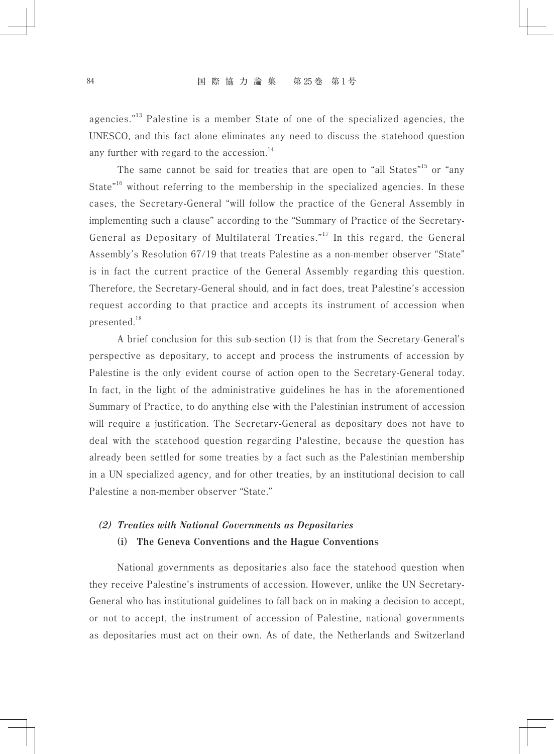agencies."[13] Palestine is a member State of one of the specialized agencies, the UNESCO, and this fact alone eliminates any need to discuss the statehood question any further with regard to the accession.[14]

The same cannot be said for treaties that are open to "all States"[15] or "any State"[16] without referring to the membership in the specialized agencies. In these cases, the Secretary-General "will follow the practice of the General Assembly in implementing such a clause" according to the "Summary of Practice of the Secretary-General as Depositary of Multilateral Treaties."[17] In this regard, the General Assembly's Resolution 67/19 that treats Palestine as a non-member observer "State" is in fact the current practice of the General Assembly regarding this question. Therefore, the Secretary-General should, and in fact does, treat Palestine's accession request according to that practice and accepts its instrument of accession when presented.[18]

A brief conclusion for this sub-section (1) is that from the Secretary-General's perspective as depositary, to accept and process the instruments of accession by Palestine is the only evident course of action open to the Secretary-General today. In fact, in the light of the administrative guidelines he has in the aforementioned Summary of Practice, to do anything else with the Palestinian instrument of accession will require a justification. The Secretary-General as depositary does not have to deal with the statehood question regarding Palestine, because the question has already been settled for some treaties by a fact such as the Palestinian membership in a UN specialized agency, and for other treaties, by an institutional decision to call Palestine a non-member observer "State."

### *(2) Treaties with National Governments as Depositaries*

#### (i) The Geneva Conventions and the Hague Conventions

National governments as depositaries also face the statehood question when they receive Palestine's instruments of accession. However, unlike the UN Secretary-General who has institutional guidelines to fall back on in making a decision to accept, or not to accept, the instrument of accession of Palestine, national governments as depositaries must act on their own. As of date, the Netherlands and Switzerland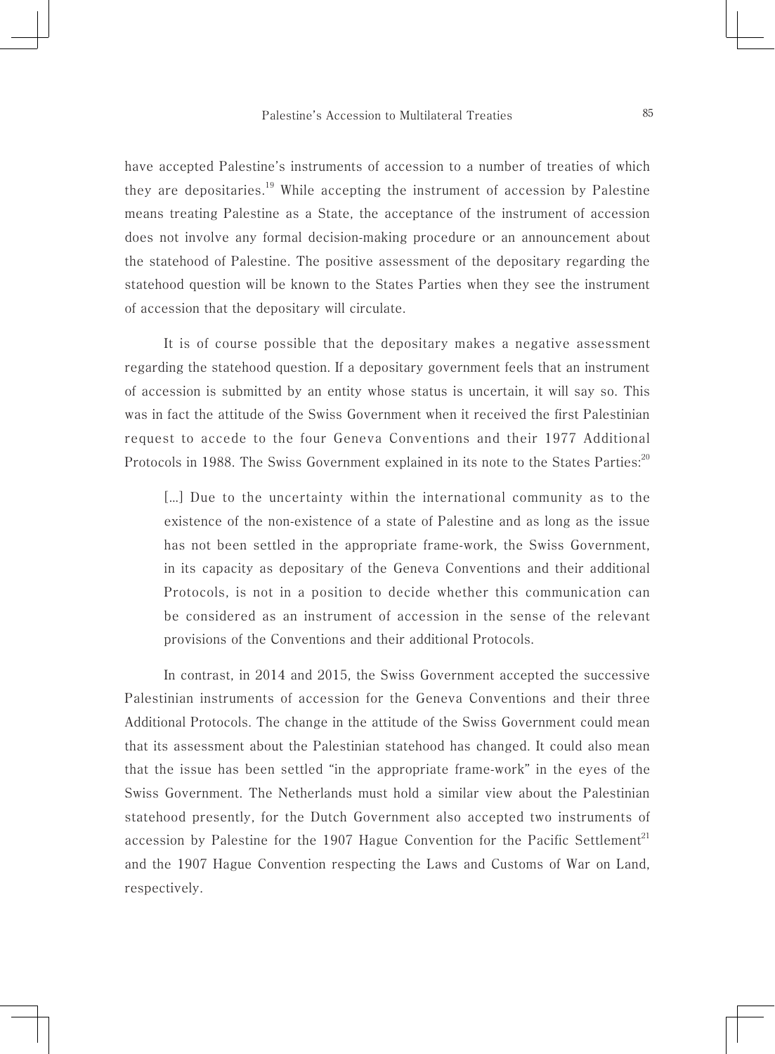have accepted Palestine's instruments of accession to a number of treaties of which they are depositaries.[19] While accepting the instrument of accession by Palestine means treating Palestine as a State, the acceptance of the instrument of accession does not involve any formal decision-making procedure or an announcement about the statehood of Palestine. The positive assessment of the depositary regarding the statehood question will be known to the States Parties when they see the instrument of accession that the depositary will circulate.

It is of course possible that the depositary makes a negative assessment regarding the statehood question. If a depositary government feels that an instrument of accession is submitted by an entity whose status is uncertain, it will say so. This was in fact the attitude of the Swiss Government when it received the first Palestinian request to accede to the four Geneva Conventions and their 1977 Additional Protocols in 1988. The Swiss Government explained in its note to the States Parties:[20]

> [...] Due to the uncertainty within the international community as to the existence of the non-existence of a state of Palestine and as long as the issue has not been settled in the appropriate frame-work, the Swiss Government, in its capacity as depositary of the Geneva Conventions and their additional Protocols, is not in a position to decide whether this communication can be considered as an instrument of accession in the sense of the relevant provisions of the Conventions and their additional Protocols.

In contrast, in 2014 and 2015, the Swiss Government accepted the successive Palestinian instruments of accession for the Geneva Conventions and their three Additional Protocols. The change in the attitude of the Swiss Government could mean that its assessment about the Palestinian statehood has changed. It could also mean that the issue has been settled "in the appropriate frame-work" in the eyes of the Swiss Government. The Netherlands must hold a similar view about the Palestinian statehood presently, for the Dutch Government also accepted two instruments of accession by Palestine for the 1907 Hague Convention for the Pacific Settlement[21] and the 1907 Hague Convention respecting the Laws and Customs of War on Land, respectively.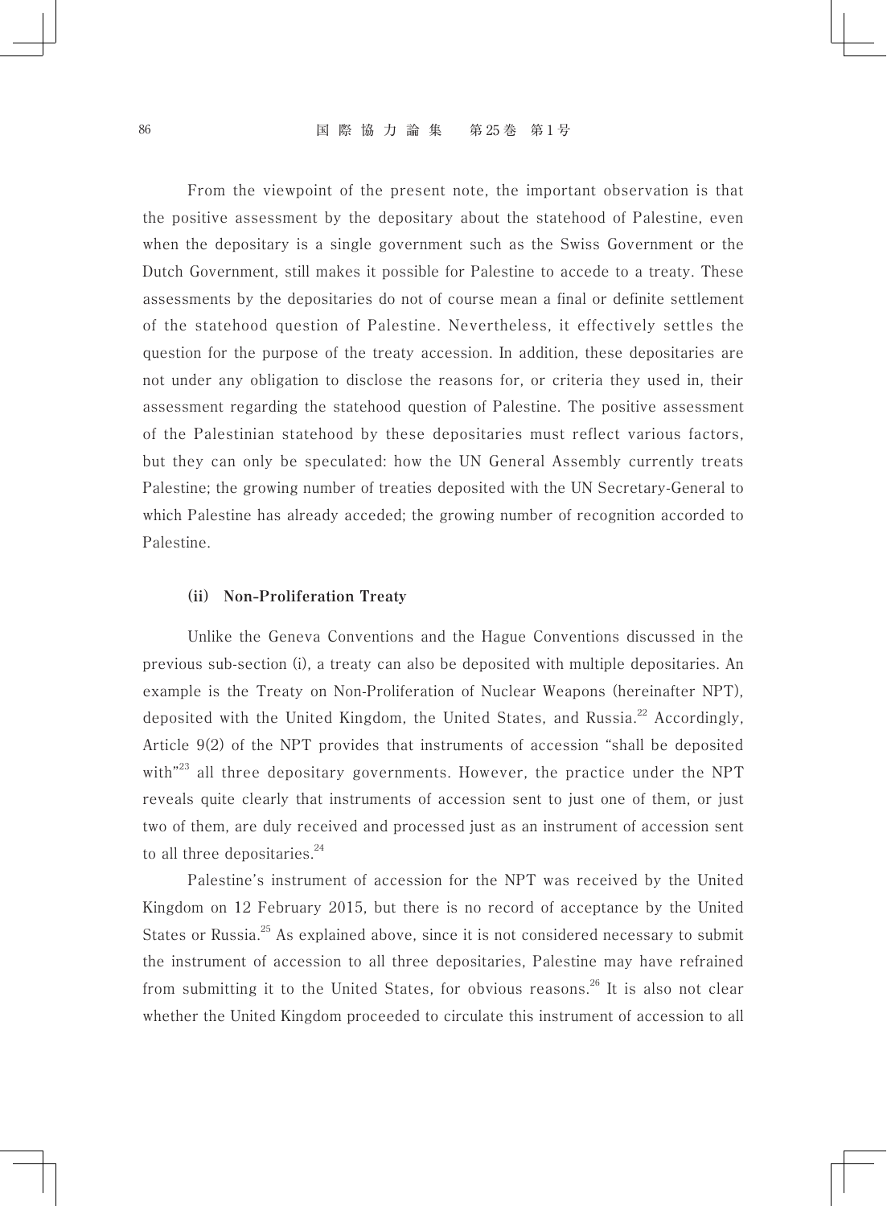From the viewpoint of the present note, the important observation is that the positive assessment by the depositary about the statehood of Palestine, even when the depositary is a single government such as the Swiss Government or the Dutch Government, still makes it possible for Palestine to accede to a treaty. These assessments by the depositaries do not of course mean a final or definite settlement of the statehood question of Palestine. Nevertheless, it effectively settles the question for the purpose of the treaty accession. In addition, these depositaries are not under any obligation to disclose the reasons for, or criteria they used in, their assessment regarding the statehood question of Palestine. The positive assessment of the Palestinian statehood by these depositaries must reflect various factors, but they can only be speculated: how the UN General Assembly currently treats Palestine; the growing number of treaties deposited with the UN Secretary-General to which Palestine has already acceded; the growing number of recognition accorded to Palestine.

### (ii) Non-Proliferation Treaty

Unlike the Geneva Conventions and the Hague Conventions discussed in the previous sub-section (i), a treaty can also be deposited with multiple depositaries. An example is the Treaty on Non-Proliferation of Nuclear Weapons (hereinafter NPT), deposited with the United Kingdom, the United States, and Russia.[22] Accordingly, Article 9(2) of the NPT provides that instruments of accession "shall be deposited with"[23] all three depositary governments. However, the practice under the NPT reveals quite clearly that instruments of accession sent to just one of them, or just two of them, are duly received and processed just as an instrument of accession sent to all three depositaries.[24]

Palestine's instrument of accession for the NPT was received by the United Kingdom on 12 February 2015, but there is no record of acceptance by the United States or Russia.[25] As explained above, since it is not considered necessary to submit the instrument of accession to all three depositaries, Palestine may have refrained from submitting it to the United States, for obvious reasons.[26] It is also not clear whether the United Kingdom proceeded to circulate this instrument of accession to all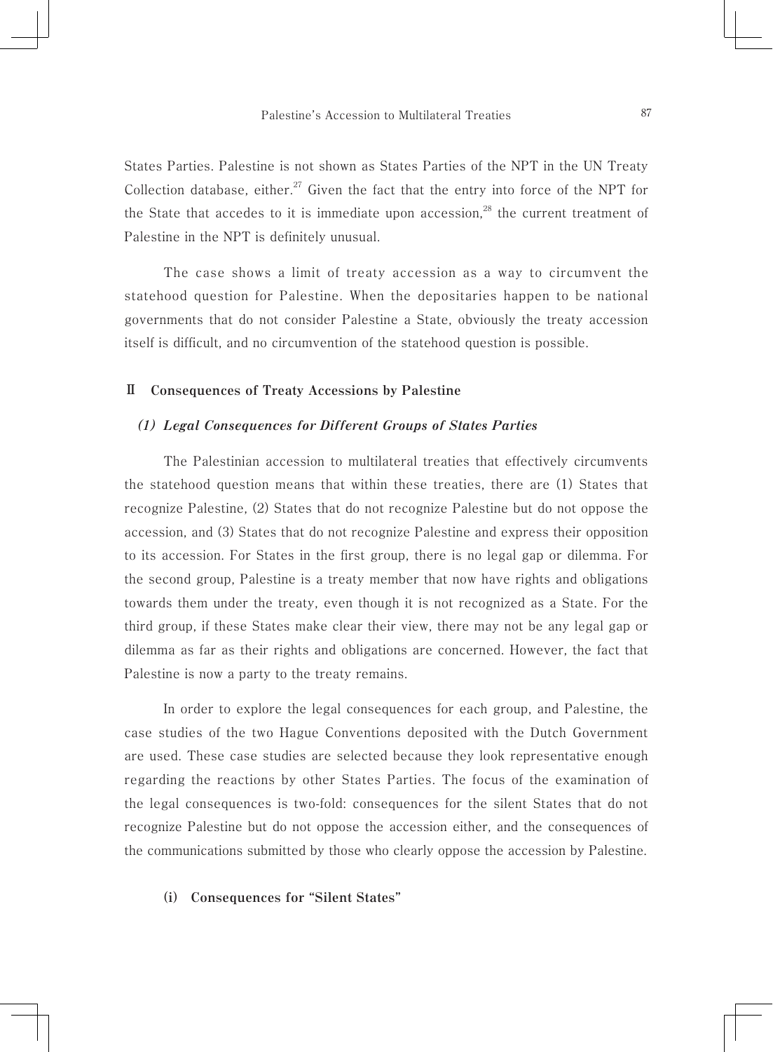States Parties. Palestine is not shown as States Parties of the NPT in the UN Treaty Collection database, either.[27] Given the fact that the entry into force of the NPT for the State that accedes to it is immediate upon accession,[28] the current treatment of Palestine in the NPT is definitely unusual.

The case shows a limit of treaty accession as a way to circumvent the statehood question for Palestine. When the depositaries happen to be national governments that do not consider Palestine a State, obviously the treaty accession itself is difficult, and no circumvention of the statehood question is possible.

## Ⅱ Consequences of Treaty Accessions by Palestine

### *(1) Legal Consequences for Different Groups of States Parties*

The Palestinian accession to multilateral treaties that effectively circumvents the statehood question means that within these treaties, there are (1) States that recognize Palestine, (2) States that do not recognize Palestine but do not oppose the accession, and (3) States that do not recognize Palestine and express their opposition to its accession. For States in the first group, there is no legal gap or dilemma. For the second group, Palestine is a treaty member that now have rights and obligations towards them under the treaty, even though it is not recognized as a State. For the third group, if these States make clear their view, there may not be any legal gap or dilemma as far as their rights and obligations are concerned. However, the fact that Palestine is now a party to the treaty remains.

In order to explore the legal consequences for each group, and Palestine, the case studies of the two Hague Conventions deposited with the Dutch Government are used. These case studies are selected because they look representative enough regarding the reactions by other States Parties. The focus of the examination of the legal consequences is two-fold: consequences for the silent States that do not recognize Palestine but do not oppose the accession either, and the consequences of the communications submitted by those who clearly oppose the accession by Palestine.

#### (i) Consequences for "Silent States"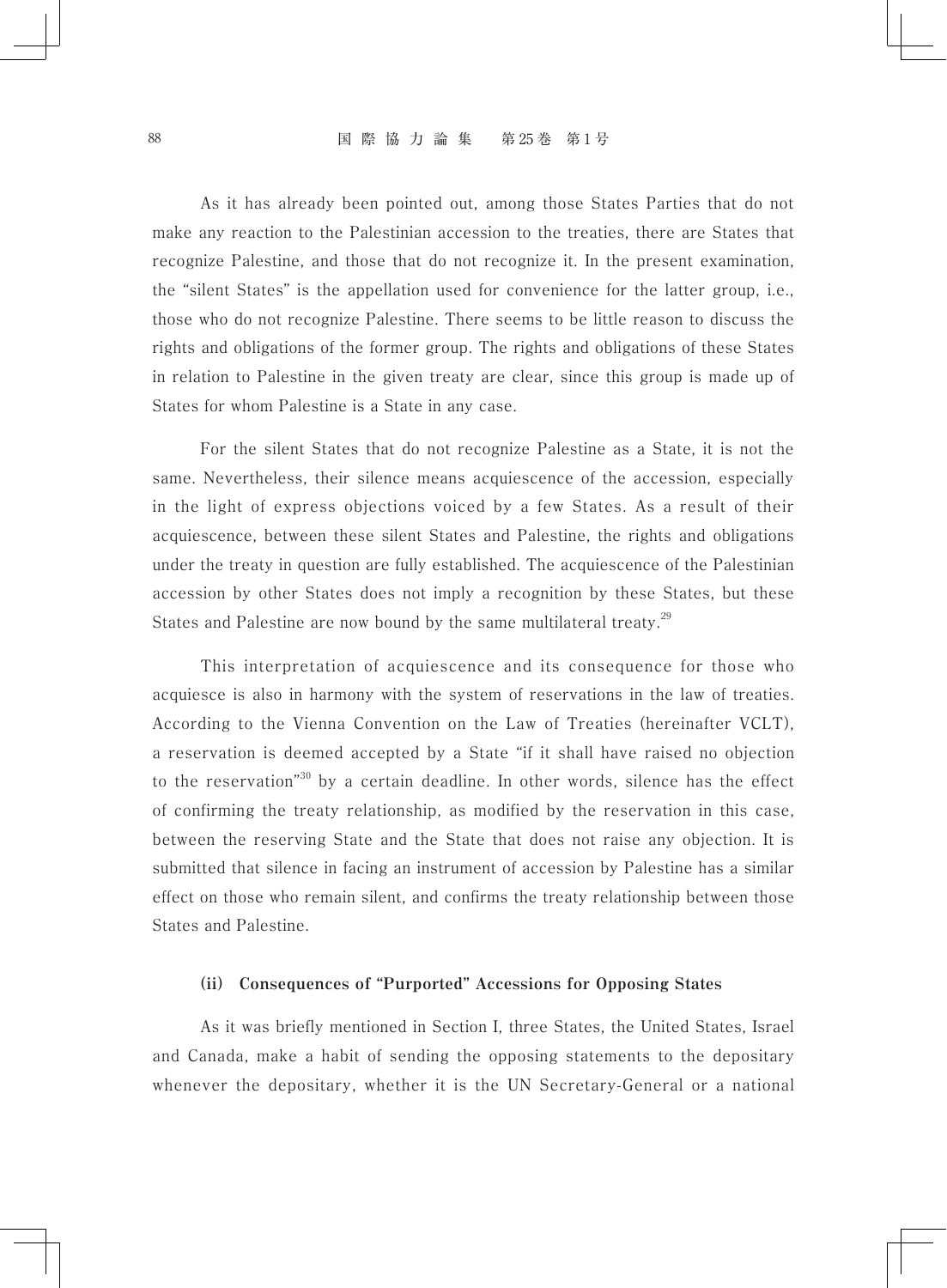As it has already been pointed out, among those States Parties that do not make any reaction to the Palestinian accession to the treaties, there are States that recognize Palestine, and those that do not recognize it. In the present examination, the "silent States" is the appellation used for convenience for the latter group, i.e., those who do not recognize Palestine. There seems to be little reason to discuss the rights and obligations of the former group. The rights and obligations of these States in relation to Palestine in the given treaty are clear, since this group is made up of States for whom Palestine is a State in any case.

For the silent States that do not recognize Palestine as a State, it is not the same. Nevertheless, their silence means acquiescence of the accession, especially in the light of express objections voiced by a few States. As a result of their acquiescence, between these silent States and Palestine, the rights and obligations under the treaty in question are fully established. The acquiescence of the Palestinian accession by other States does not imply a recognition by these States, but these States and Palestine are now bound by the same multilateral treaty.[29]

This interpretation of acquiescence and its consequence for those who acquiesce is also in harmony with the system of reservations in the law of treaties. According to the Vienna Convention on the Law of Treaties (hereinafter VCLT), a reservation is deemed accepted by a State "if it shall have raised no objection to the reservation"[30] by a certain deadline. In other words, silence has the effect of confirming the treaty relationship, as modified by the reservation in this case, between the reserving State and the State that does not raise any objection. It is submitted that silence in facing an instrument of accession by Palestine has a similar effect on those who remain silent, and confirms the treaty relationship between those States and Palestine.

### (ii) Consequences of "Purported" Accessions for Opposing States

As it was briefly mentioned in Section I, three States, the United States, Israel and Canada, make a habit of sending the opposing statements to the depositary whenever the depositary, whether it is the UN Secretary-General or a national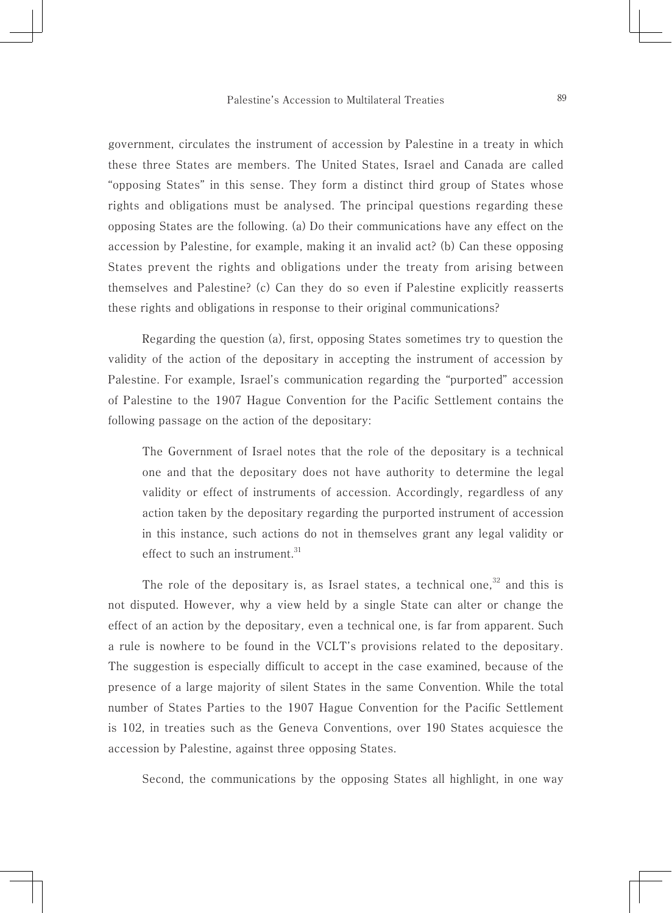government, circulates the instrument of accession by Palestine in a treaty in which these three States are members. The United States, Israel and Canada are called "opposing States" in this sense. They form a distinct third group of States whose rights and obligations must be analysed. The principal questions regarding these opposing States are the following. (a) Do their communications have any effect on the accession by Palestine, for example, making it an invalid act? (b) Can these opposing States prevent the rights and obligations under the treaty from arising between themselves and Palestine? (c) Can they do so even if Palestine explicitly reasserts these rights and obligations in response to their original communications?

Regarding the question (a), first, opposing States sometimes try to question the validity of the action of the depositary in accepting the instrument of accession by Palestine. For example, Israel's communication regarding the "purported" accession of Palestine to the 1907 Hague Convention for the Pacific Settlement contains the following passage on the action of the depositary:

> The Government of Israel notes that the role of the depositary is a technical one and that the depositary does not have authority to determine the legal validity or effect of instruments of accession. Accordingly, regardless of any action taken by the depositary regarding the purported instrument of accession in this instance, such actions do not in themselves grant any legal validity or effect to such an instrument.[31]

The role of the depositary is, as Israel states, a technical one,[32] and this is not disputed. However, why a view held by a single State can alter or change the effect of an action by the depositary, even a technical one, is far from apparent. Such a rule is nowhere to be found in the VCLT's provisions related to the depositary. The suggestion is especially difficult to accept in the case examined, because of the presence of a large majority of silent States in the same Convention. While the total number of States Parties to the 1907 Hague Convention for the Pacific Settlement is 102, in treaties such as the Geneva Conventions, over 190 States acquiesce the accession by Palestine, against three opposing States.

Second, the communications by the opposing States all highlight, in one way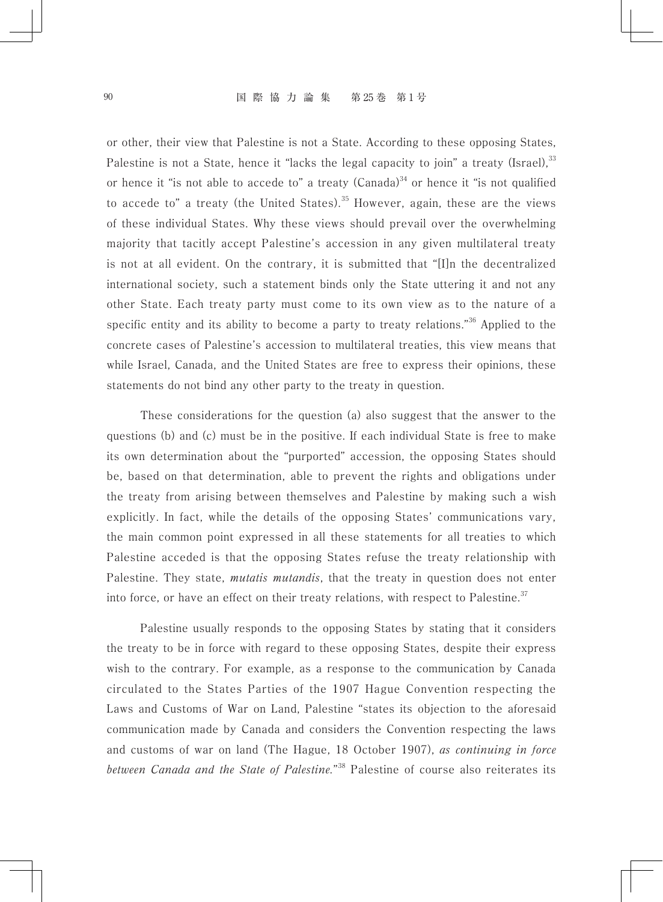or other, their view that Palestine is not a State. According to these opposing States, Palestine is not a State, hence it "lacks the legal capacity to join" a treaty (Israel),[33] or hence it "is not able to accede to" a treaty (Canada)[34] or hence it "is not qualified to accede to" a treaty (the United States).[35] However, again, these are the views of these individual States. Why these views should prevail over the overwhelming majority that tacitly accept Palestine's accession in any given multilateral treaty is not at all evident. On the contrary, it is submitted that "[I]n the decentralized international society, such a statement binds only the State uttering it and not any other State. Each treaty party must come to its own view as to the nature of a specific entity and its ability to become a party to treaty relations."[36] Applied to the concrete cases of Palestine's accession to multilateral treaties, this view means that while Israel, Canada, and the United States are free to express their opinions, these statements do not bind any other party to the treaty in question.

These considerations for the question (a) also suggest that the answer to the questions (b) and (c) must be in the positive. If each individual State is free to make its own determination about the "purported" accession, the opposing States should be, based on that determination, able to prevent the rights and obligations under the treaty from arising between themselves and Palestine by making such a wish explicitly. In fact, while the details of the opposing States' communications vary, the main common point expressed in all these statements for all treaties to which Palestine acceded is that the opposing States refuse the treaty relationship with Palestine. They state, *mutatis mutandis*, that the treaty in question does not enter into force, or have an effect on their treaty relations, with respect to Palestine.[37]

Palestine usually responds to the opposing States by stating that it considers the treaty to be in force with regard to these opposing States, despite their express wish to the contrary. For example, as a response to the communication by Canada circulated to the States Parties of the 1907 Hague Convention respecting the Laws and Customs of War on Land, Palestine "states its objection to the aforesaid communication made by Canada and considers the Convention respecting the laws and customs of war on land (The Hague, 18 October 1907), *as continuing in force between Canada and the State of Palestine.*"[38] Palestine of course also reiterates its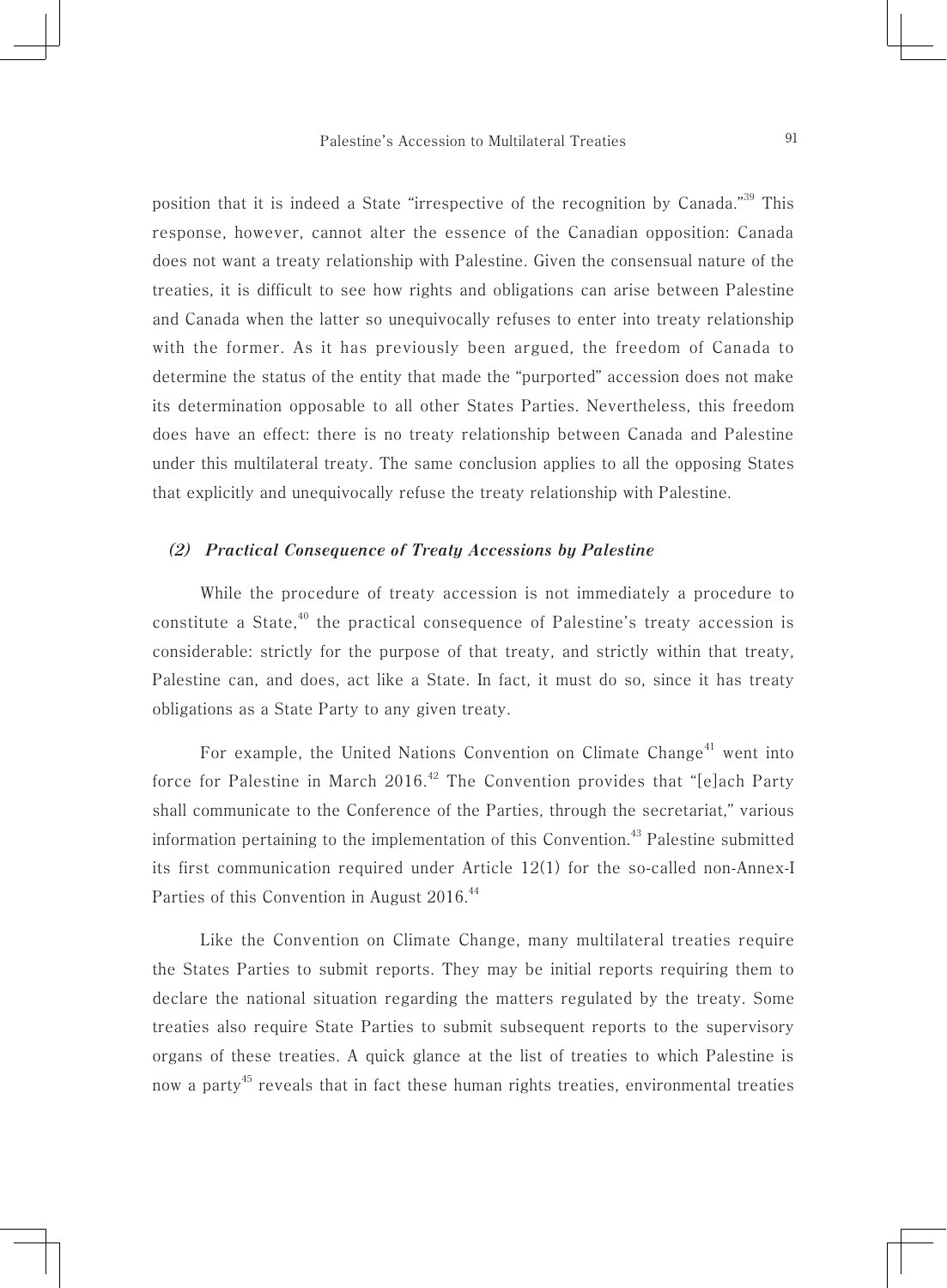position that it is indeed a State "irrespective of the recognition by Canada."[39] This response, however, cannot alter the essence of the Canadian opposition: Canada does not want a treaty relationship with Palestine. Given the consensual nature of the treaties, it is difficult to see how rights and obligations can arise between Palestine and Canada when the latter so unequivocally refuses to enter into treaty relationship with the former. As it has previously been argued, the freedom of Canada to determine the status of the entity that made the "purported" accession does not make its determination opposable to all other States Parties. Nevertheless, this freedom does have an effect: there is no treaty relationship between Canada and Palestine under this multilateral treaty. The same conclusion applies to all the opposing States that explicitly and unequivocally refuse the treaty relationship with Palestine.

### *(2) Practical Consequence of Treaty Accessions by Palestine*

While the procedure of treaty accession is not immediately a procedure to constitute a State,[40] the practical consequence of Palestine's treaty accession is considerable: strictly for the purpose of that treaty, and strictly within that treaty, Palestine can, and does, act like a State. In fact, it must do so, since it has treaty obligations as a State Party to any given treaty.

For example, the United Nations Convention on Climate Change[41] went into force for Palestine in March 2016.[42] The Convention provides that "[e]ach Party shall communicate to the Conference of the Parties, through the secretariat," various information pertaining to the implementation of this Convention.[43] Palestine submitted its first communication required under Article 12(1) for the so-called non-Annex-I Parties of this Convention in August 2016.[44]

Like the Convention on Climate Change, many multilateral treaties require the States Parties to submit reports. They may be initial reports requiring them to declare the national situation regarding the matters regulated by the treaty. Some treaties also require State Parties to submit subsequent reports to the supervisory organs of these treaties. A quick glance at the list of treaties to which Palestine is now a party[45] reveals that in fact these human rights treaties, environmental treaties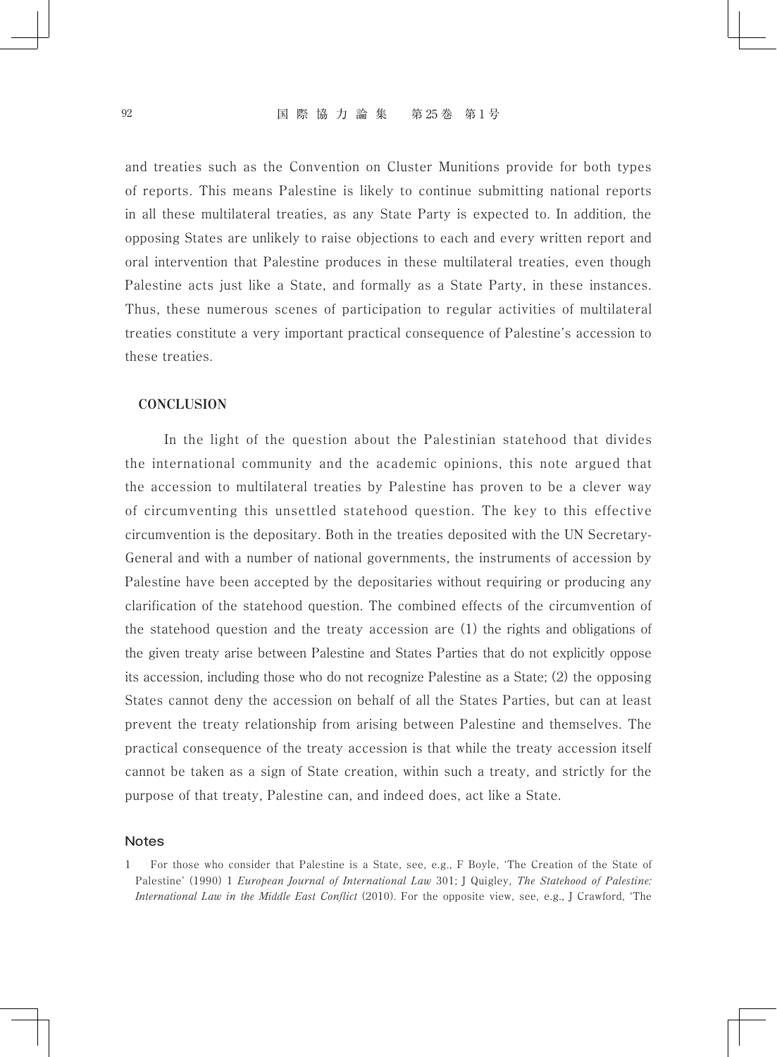and treaties such as the Convention on Cluster Munitions provide for both types of reports. This means Palestine is likely to continue submitting national reports in all these multilateral treaties, as any State Party is expected to. In addition, the opposing States are unlikely to raise objections to each and every written report and oral intervention that Palestine produces in these multilateral treaties, even though Palestine acts just like a State, and formally as a State Party, in these instances. Thus, these numerous scenes of participation to regular activities of multilateral treaties constitute a very important practical consequence of Palestine's accession to these treaties.

## CONCLUSION

In the light of the question about the Palestinian statehood that divides the international community and the academic opinions, this note argued that the accession to multilateral treaties by Palestine has proven to be a clever way of circumventing this unsettled statehood question. The key to this effective circumvention is the depositary. Both in the treaties deposited with the UN Secretary-General and with a number of national governments, the instruments of accession by Palestine have been accepted by the depositaries without requiring or producing any clarification of the statehood question. The combined effects of the circumvention of the statehood question and the treaty accession are (1) the rights and obligations of the given treaty arise between Palestine and States Parties that do not explicitly oppose its accession, including those who do not recognize Palestine as a State; (2) the opposing States cannot deny the accession on behalf of all the States Parties, but can at least prevent the treaty relationship from arising between Palestine and themselves. The practical consequence of the treaty accession is that while the treaty accession itself cannot be taken as a sign of State creation, within such a treaty, and strictly for the purpose of that treaty, Palestine can, and indeed does, act like a State.

### Notes

1 For those who consider that Palestine is a State, see, e.g., F Boyle, 'The Creation of the State of Palestine' (1990) 1 *European Journal of International Law* 301; J Quigley, *The Statehood of Palestine: International Law in the Middle East Conflict* (2010). For the opposite view, see, e.g., J Crawford, 'The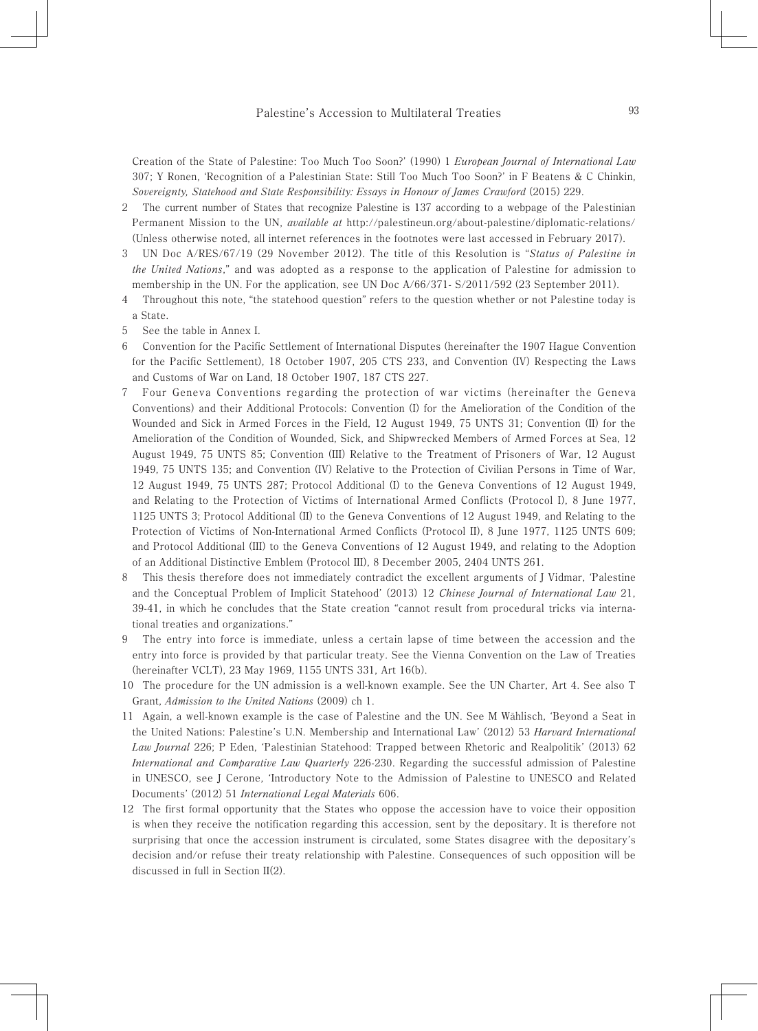Creation of the State of Palestine: Too Much Too Soon?' (1990) 1 *European Journal of International Law* 307; Y Ronen, 'Recognition of a Palestinian State: Still Too Much Too Soon?' in F Beatens & C Chinkin, *Sovereignty, Statehood and State Responsibility: Essays in Honour of James Crawford* (2015) 229.

2 The current number of States that recognize Palestine is 137 according to a webpage of the Palestinian Permanent Mission to the UN, *available at* http://palestineun.org/about-palestine/diplomatic-relations/ (Unless otherwise noted, all internet references in the footnotes were last accessed in February 2017).

3 UN Doc A/RES/67/19 (29 November 2012). The title of this Resolution is "*Status of Palestine in the United Nations*," and was adopted as a response to the application of Palestine for admission to membership in the UN. For the application, see UN Doc A/66/371- S/2011/592 (23 September 2011).

4 Throughout this note, "the statehood question" refers to the question whether or not Palestine today is a State.

5 See the table in Annex I.

6 Convention for the Pacific Settlement of International Disputes (hereinafter the 1907 Hague Convention for the Pacific Settlement), 18 October 1907, 205 CTS 233, and Convention (IV) Respecting the Laws and Customs of War on Land, 18 October 1907, 187 CTS 227.

7 Four Geneva Conventions regarding the protection of war victims (hereinafter the Geneva Conventions) and their Additional Protocols: Convention (I) for the Amelioration of the Condition of the Wounded and Sick in Armed Forces in the Field, 12 August 1949, 75 UNTS 31; Convention (II) for the Amelioration of the Condition of Wounded, Sick, and Shipwrecked Members of Armed Forces at Sea, 12 August 1949, 75 UNTS 85; Convention (III) Relative to the Treatment of Prisoners of War, 12 August 1949, 75 UNTS 135; and Convention (IV) Relative to the Protection of Civilian Persons in Time of War, 12 August 1949, 75 UNTS 287; Protocol Additional (I) to the Geneva Conventions of 12 August 1949, and Relating to the Protection of Victims of International Armed Conflicts (Protocol I), 8 June 1977, 1125 UNTS 3; Protocol Additional (II) to the Geneva Conventions of 12 August 1949, and Relating to the Protection of Victims of Non-International Armed Conflicts (Protocol II), 8 June 1977, 1125 UNTS 609; and Protocol Additional (III) to the Geneva Conventions of 12 August 1949, and relating to the Adoption of an Additional Distinctive Emblem (Protocol III), 8 December 2005, 2404 UNTS 261.

8 This thesis therefore does not immediately contradict the excellent arguments of J Vidmar, 'Palestine and the Conceptual Problem of Implicit Statehood' (2013) 12 *Chinese Journal of International Law* 21, 39-41, in which he concludes that the State creation "cannot result from procedural tricks via international treaties and organizations."

9 The entry into force is immediate, unless a certain lapse of time between the accession and the entry into force is provided by that particular treaty. See the Vienna Convention on the Law of Treaties (hereinafter VCLT), 23 May 1969, 1155 UNTS 331, Art 16(b).

10 The procedure for the UN admission is a well-known example. See the UN Charter, Art 4. See also T Grant, *Admission to the United Nations* (2009) ch 1.

11 Again, a well-known example is the case of Palestine and the UN. See M Wählisch, 'Beyond a Seat in the United Nations: Palestine's U.N. Membership and International Law' (2012) 53 *Harvard International Law Journal* 226; P Eden, 'Palestinian Statehood: Trapped between Rhetoric and Realpolitik' (2013) 62 *International and Comparative Law Quarterly* 226-230. Regarding the successful admission of Palestine in UNESCO, see J Cerone, 'Introductory Note to the Admission of Palestine to UNESCO and Related Documents' (2012) 51 *International Legal Materials* 606.

12 The first formal opportunity that the States who oppose the accession have to voice their opposition is when they receive the notification regarding this accession, sent by the depositary. It is therefore not surprising that once the accession instrument is circulated, some States disagree with the depositary's decision and/or refuse their treaty relationship with Palestine. Consequences of such opposition will be discussed in full in Section II(2).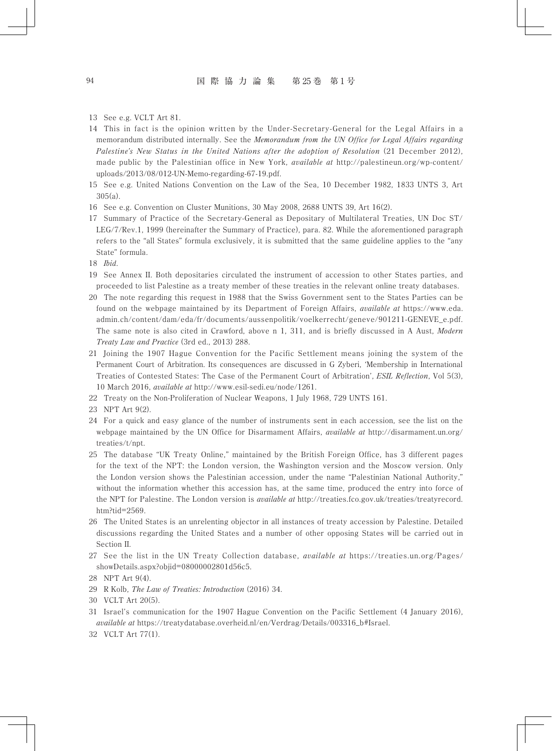13 See e.g. VCLT Art 81.

14 This in fact is the opinion written by the Under-Secretary-General for the Legal Affairs in a memorandum distributed internally. See the *Memorandum from the UN Office for Legal Affairs regarding Palestine's New Status in the United Nations after the adoption of Resolution* (21 December 2012), made public by the Palestinian office in New York, *available at* http://palestineun.org/wp-content/uploads/2013/08/012-UN-Memo-regarding-67-19.pdf.

15 See e.g. United Nations Convention on the Law of the Sea, 10 December 1982, 1833 UNTS 3, Art 305(a).

16 See e.g. Convention on Cluster Munitions, 30 May 2008, 2688 UNTS 39, Art 16(2).

17 Summary of Practice of the Secretary-General as Depositary of Multilateral Treaties, UN Doc ST/LEG/7/Rev.1, 1999 (hereinafter the Summary of Practice), para. 82. While the aforementioned paragraph refers to the "all States" formula exclusively, it is submitted that the same guideline applies to the "any State" formula.

18 *Ibid*.

19 See Annex II. Both depositaries circulated the instrument of accession to other States parties, and proceeded to list Palestine as a treaty member of these treaties in the relevant online treaty databases.

20 The note regarding this request in 1988 that the Swiss Government sent to the States Parties can be found on the webpage maintained by its Department of Foreign Affairs, *available at* https://www.eda.admin.ch/content/dam/eda/fr/documents/aussenpolitik/voelkerrecht/geneve/901211-GENEVE_e.pdf. The same note is also cited in Crawford, above n 1, 311, and is briefly discussed in A Aust, *Modern Treaty Law and Practice* (3rd ed., 2013) 288.

21 Joining the 1907 Hague Convention for the Pacific Settlement means joining the system of the Permanent Court of Arbitration. Its consequences are discussed in G Zyberi, 'Membership in International Treaties of Contested States: The Case of the Permanent Court of Arbitration', *ESIL Reflection*, Vol 5(3), 10 March 2016, *available at* http://www.esil-sedi.eu/node/1261.

22 Treaty on the Non-Proliferation of Nuclear Weapons, 1 July 1968, 729 UNTS 161.

23 NPT Art 9(2).

24 For a quick and easy glance of the number of instruments sent in each accession, see the list on the webpage maintained by the UN Office for Disarmament Affairs, *available at* http://disarmament.un.org/treaties/t/npt.

25 The database "UK Treaty Online," maintained by the British Foreign Office, has 3 different pages for the text of the NPT: the London version, the Washington version and the Moscow version. Only the London version shows the Palestinian accession, under the name "Palestinian National Authority," without the information whether this accession has, at the same time, produced the entry into force of the NPT for Palestine. The London version is *available at* http://treaties.fco.gov.uk/treaties/treatyrecord.htm?tid=2569.

26 The United States is an unrelenting objector in all instances of treaty accession by Palestine. Detailed discussions regarding the United States and a number of other opposing States will be carried out in Section II.

27 See the list in the UN Treaty Collection database, *available at* https://treaties.un.org/Pages/showDetails.aspx?objid=08000002801d56c5.

28 NPT Art 9(4).

29 R Kolb, *The Law of Treaties: Introduction* (2016) 34.

30 VCLT Art 20(5).

31 Israel's communication for the 1907 Hague Convention on the Pacific Settlement (4 January 2016), *available at* https://treatydatabase.overheid.nl/en/Verdrag/Details/003316_b#Israel.

32 VCLT Art 77(1).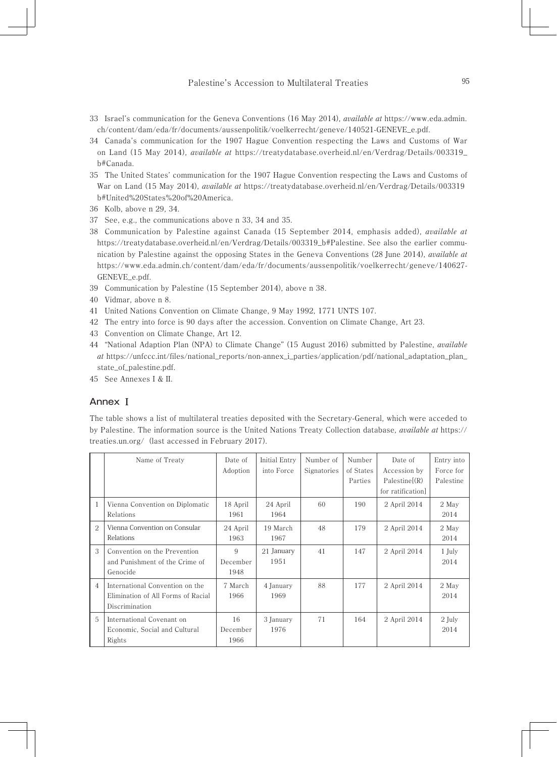33 Israel's communication for the Geneva Conventions (16 May 2014), *available at* https://www.eda.admin.ch/content/dam/eda/fr/documents/aussenpolitik/voelkerrecht/geneve/140521-GENEVE_e.pdf.

34 Canada's communication for the 1907 Hague Convention respecting the Laws and Customs of War on Land (15 May 2014), *available at* https://treatydatabase.overheid.nl/en/Verdrag/Details/003319_b#Canada.

35 The United States' communication for the 1907 Hague Convention respecting the Laws and Customs of War on Land (15 May 2014), *available at* https://treatydatabase.overheid.nl/en/Verdrag/Details/003319b#United%20States%20of%20America.

36 Kolb, above n 29, 34.

37 See, e.g., the communications above n 33, 34 and 35.

38 Communication by Palestine against Canada (15 September 2014, emphasis added), *available at* https://treatydatabase.overheid.nl/en/Verdrag/Details/003319_b#Palestine. See also the earlier communication by Palestine against the opposing States in the Geneva Conventions (28 June 2014), *available at* https://www.eda.admin.ch/content/dam/eda/fr/documents/aussenpolitik/voelkerrecht/geneve/140627-GENEVE_e.pdf.

39 Communication by Palestine (15 September 2014), above n 38.

40 Vidmar, above n 8.

41 United Nations Convention on Climate Change, 9 May 1992, 1771 UNTS 107.

42 The entry into force is 90 days after the accession. Convention on Climate Change, Art 23.

43 Convention on Climate Change, Art 12.

44 "National Adaption Plan (NPA) to Climate Change" (15 August 2016) submitted by Palestine, *available at* https://unfccc.int/files/national_reports/non-annex_i_parties/application/pdf/national_adaptation_plan_state_of_palestine.pdf.

45 See Annexes I & II.

## Annex I

The table shows a list of multilateral treaties deposited with the Secretary-General, which were acceded to by Palestine. The information source is the United Nations Treaty Collection database, *available at* https://treaties.un.org/ (last accessed in February 2017).

| | Name of Treaty | Date of Adoption | Initial Entry into Force | Number of Signatories | Number of States Parties | Date of Accession by Palestine[(R) for ratification] | Entry into Force for Palestine |
|---|---|---|---|---|---|---|---|
| 1 | Vienna Convention on Diplomatic Relations | 18 April 1961 | 24 April 1964 | 60 | 190 | 2 April 2014 | 2 May 2014 |
| 2 | Vienna Convention on Consular Relations | 24 April 1963 | 19 March 1967 | 48 | 179 | 2 April 2014 | 2 May 2014 |
| 3 | Convention on the Prevention and Punishment of the Crime of Genocide | 9 December 1948 | 21 January 1951 | 41 | 147 | 2 April 2014 | 1 July 2014 |
| 4 | International Convention on the Elimination of All Forms of Racial Discrimination | 7 March 1966 | 4 January 1969 | 88 | 177 | 2 April 2014 | 2 May 2014 |
| 5 | International Covenant on Economic, Social and Cultural Rights | 16 December 1966 | 3 January 1976 | 71 | 164 | 2 April 2014 | 2 July 2014 |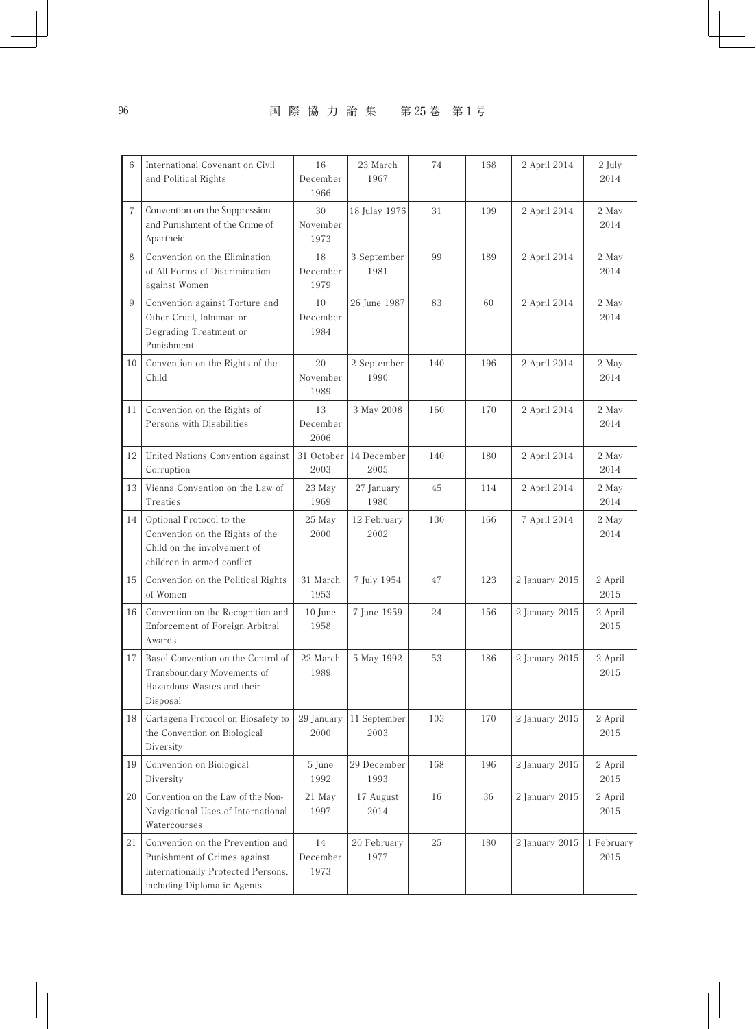| 6 | International Covenant on Civil and Political Rights | 16 December 1966 | 23 March 1967 | 74 | 168 | 2 April 2014 | 2 July 2014 |
|---|---|---|---|---|---|---|---|
| 7 | Convention on the Suppression and Punishment of the Crime of Apartheid | 30 November 1973 | 18 Julay 1976 | 31 | 109 | 2 April 2014 | 2 May 2014 |
| 8 | Convention on the Elimination of All Forms of Discrimination against Women | 18 December 1979 | 3 September 1981 | 99 | 189 | 2 April 2014 | 2 May 2014 |
| 9 | Convention against Torture and Other Cruel, Inhuman or Degrading Treatment or Punishment | 10 December 1984 | 26 June 1987 | 83 | 60 | 2 April 2014 | 2 May 2014 |
| 10 | Convention on the Rights of the Child | 20 November 1989 | 2 September 1990 | 140 | 196 | 2 April 2014 | 2 May 2014 |
| 11 | Convention on the Rights of Persons with Disabilities | 13 December 2006 | 3 May 2008 | 160 | 170 | 2 April 2014 | 2 May 2014 |
| 12 | United Nations Convention against Corruption | 31 October 2003 | 14 December 2005 | 140 | 180 | 2 April 2014 | 2 May 2014 |
| 13 | Vienna Convention on the Law of Treaties | 23 May 1969 | 27 January 1980 | 45 | 114 | 2 April 2014 | 2 May 2014 |
| 14 | Optional Protocol to the Convention on the Rights of the Child on the involvement of children in armed conflict | 25 May 2000 | 12 February 2002 | 130 | 166 | 7 April 2014 | 2 May 2014 |
| 15 | Convention on the Political Rights of Women | 31 March 1953 | 7 July 1954 | 47 | 123 | 2 January 2015 | 2 April 2015 |
| 16 | Convention on the Recognition and Enforcement of Foreign Arbitral Awards | 10 June 1958 | 7 June 1959 | 24 | 156 | 2 January 2015 | 2 April 2015 |
| 17 | Basel Convention on the Control of Transboundary Movements of Hazardous Wastes and their Disposal | 22 March 1989 | 5 May 1992 | 53 | 186 | 2 January 2015 | 2 April 2015 |
| 18 | Cartagena Protocol on Biosafety to the Convention on Biological Diversity | 29 January 2000 | 11 September 2003 | 103 | 170 | 2 January 2015 | 2 April 2015 |
| 19 | Convention on Biological Diversity | 5 June 1992 | 29 December 1993 | 168 | 196 | 2 January 2015 | 2 April 2015 |
| 20 | Convention on the Law of the Non-Navigational Uses of International Watercourses | 21 May 1997 | 17 August 2014 | 16 | 36 | 2 January 2015 | 2 April 2015 |
| 21 | Convention on the Prevention and Punishment of Crimes against Internationally Protected Persons, including Diplomatic Agents | 14 December 1973 | 20 February 1977 | 25 | 180 | 2 January 2015 | 1 February 2015 |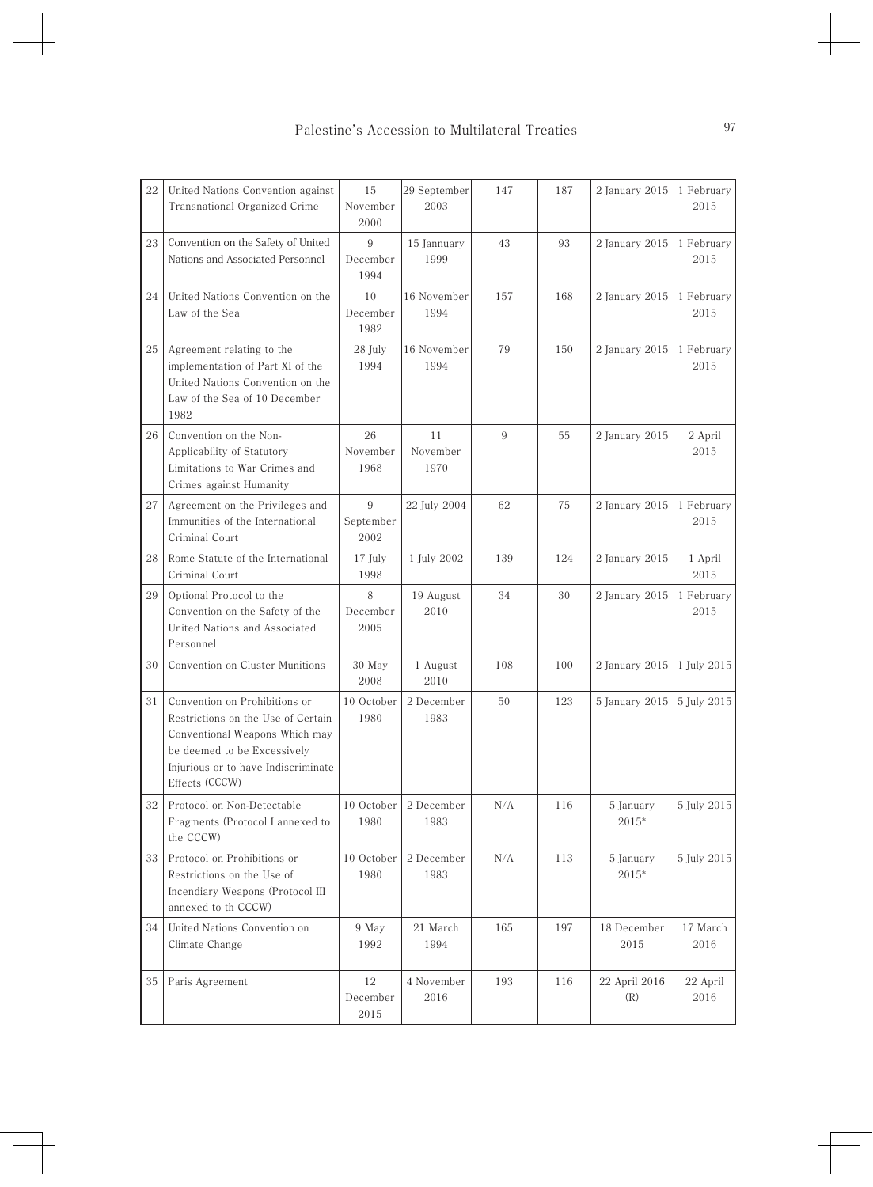| 22 | United Nations Convention against Transnational Organized Crime | 15 November 2000 | 29 September 2003 | 147 | 187 | 2 January 2015 | 1 February 2015 |
|---|---|---|---|---|---|---|---|
| 23 | Convention on the Safety of United Nations and Associated Personnel | 9 December 1994 | 15 Jannuary 1999 | 43 | 93 | 2 January 2015 | 1 February 2015 |
| 24 | United Nations Convention on the Law of the Sea | 10 December 1982 | 16 November 1994 | 157 | 168 | 2 January 2015 | 1 February 2015 |
| 25 | Agreement relating to the implementation of Part XI of the United Nations Convention on the Law of the Sea of 10 December 1982 | 28 July 1994 | 16 November 1994 | 79 | 150 | 2 January 2015 | 1 February 2015 |
| 26 | Convention on the Non-Applicability of Statutory Limitations to War Crimes and Crimes against Humanity | 26 November 1968 | 11 November 1970 | 9 | 55 | 2 January 2015 | 2 April 2015 |
| 27 | Agreement on the Privileges and Immunities of the International Criminal Court | 9 September 2002 | 22 July 2004 | 62 | 75 | 2 January 2015 | 1 February 2015 |
| 28 | Rome Statute of the International Criminal Court | 17 July 1998 | 1 July 2002 | 139 | 124 | 2 January 2015 | 1 April 2015 |
| 29 | Optional Protocol to the Convention on the Safety of the United Nations and Associated Personnel | 8 December 2005 | 19 August 2010 | 34 | 30 | 2 January 2015 | 1 February 2015 |
| 30 | Convention on Cluster Munitions | 30 May 2008 | 1 August 2010 | 108 | 100 | 2 January 2015 | 1 July 2015 |
| 31 | Convention on Prohibitions or Restrictions on the Use of Certain Conventional Weapons Which may be deemed to be Excessively Injurious or to have Indiscriminate Effects (CCCW) | 10 October 1980 | 2 December 1983 | 50 | 123 | 5 January 2015 | 5 July 2015 |
| 32 | Protocol on Non-Detectable Fragments (Protocol I annexed to the CCCW) | 10 October 1980 | 2 December 1983 | N/A | 116 | 5 January 2015* | 5 July 2015 |
| 33 | Protocol on Prohibitions or Restrictions on the Use of Incendiary Weapons (Protocol III annexed to th CCCW) | 10 October 1980 | 2 December 1983 | N/A | 113 | 5 January 2015* | 5 July 2015 |
| 34 | United Nations Convention on Climate Change | 9 May 1992 | 21 March 1994 | 165 | 197 | 18 December 2015 | 17 March 2016 |
| 35 | Paris Agreement | 12 December 2015 | 4 November 2016 | 193 | 116 | 22 April 2016 (R) | 22 April 2016 |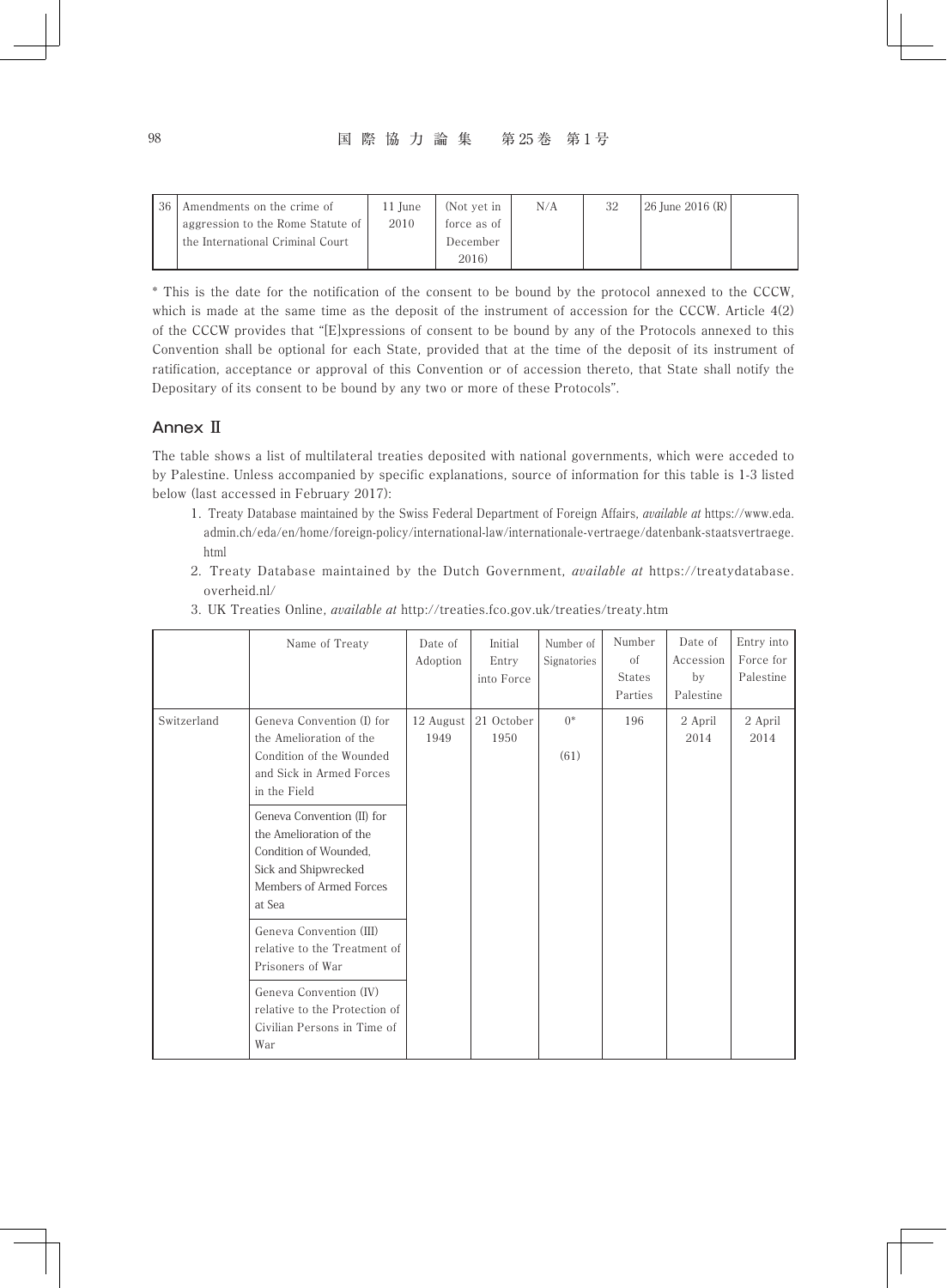| 36 | Amendments on the crime of aggression to the Rome Statute of the International Criminal Court | 11 June 2010 | (Not yet in force as of December 2016) | N/A | 32 | 26 June 2016 (R) | |
|---|---|---|---|---|---|---|---|

\* This is the date for the notification of the consent to be bound by the protocol annexed to the CCCW, which is made at the same time as the deposit of the instrument of accession for the CCCW. Article 4(2) of the CCCW provides that "[E]xpressions of consent to be bound by any of the Protocols annexed to this Convention shall be optional for each State, provided that at the time of the deposit of its instrument of ratification, acceptance or approval of this Convention or of accession thereto, that State shall notify the Depositary of its consent to be bound by any two or more of these Protocols".

## Annex II

The table shows a list of multilateral treaties deposited with national governments, which were acceded to by Palestine. Unless accompanied by specific explanations, source of information for this table is 1-3 listed below (last accessed in February 2017):

1. Treaty Database maintained by the Swiss Federal Department of Foreign Affairs, *available at* https://www.eda.admin.ch/eda/en/home/foreign-policy/international-law/internationale-vertraege/datenbank-staatsvertraege.html
2. Treaty Database maintained by the Dutch Government, *available at* https://treatydatabase.overheid.nl/
3. UK Treaties Online, *available at* http://treaties.fco.gov.uk/treaties/treaty.htm

| | Name of Treaty | Date of Adoption | Initial Entry into Force | Number of Signatories | Number of States Parties | Date of Accession by Palestine | Entry into Force for Palestine |
|---|---|---|---|---|---|---|---|
| Switzerland | Geneva Convention (I) for the Amelioration of the Condition of the Wounded and Sick in Armed Forces in the Field | 12 August 1949 | 21 October 1950 | 0* (61) | 196 | 2 April 2014 | 2 April 2014 |
| | Geneva Convention (II) for the Amelioration of the Condition of Wounded, Sick and Shipwrecked Members of Armed Forces at Sea | | | | | | |
| | Geneva Convention (III) relative to the Treatment of Prisoners of War | | | | | | |
| | Geneva Convention (IV) relative to the Protection of Civilian Persons in Time of War | | | | | | |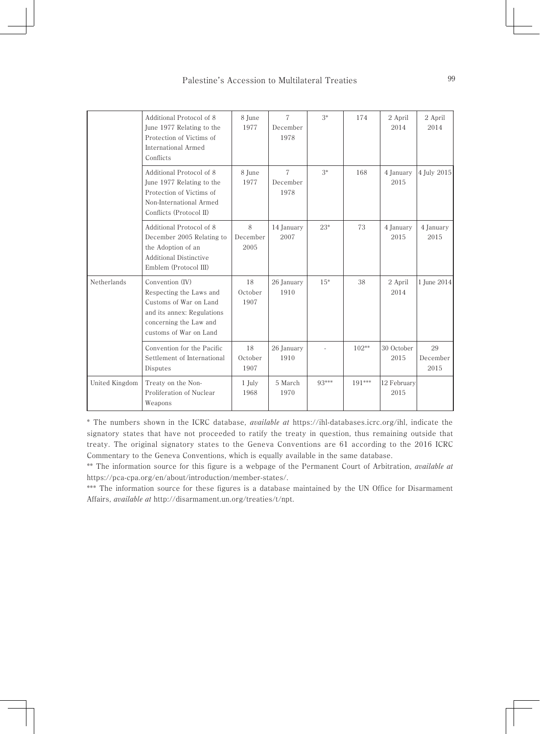| | | | | | | | |
|---|---|---|---|---|---|---|---|
| | Additional Protocol of 8 June 1977 Relating to the Protection of Victims of International Armed Conflicts | 8 June 1977 | 7 December 1978 | 3* | 174 | 2 April 2014 | 2 April 2014 |
| | Additional Protocol of 8 June 1977 Relating to the Protection of Victims of Non-International Armed Conflicts (Protocol II) | 8 June 1977 | 7 December 1978 | 3* | 168 | 4 January 2015 | 4 July 2015 |
| | Additional Protocol of 8 December 2005 Relating to the Adoption of an Additional Distinctive Emblem (Protocol III) | 8 December 2005 | 14 January 2007 | 23* | 73 | 4 January 2015 | 4 January 2015 |
| Netherlands | Convention (IV) Respecting the Laws and Customs of War on Land and its annex: Regulations concerning the Law and customs of War on Land | 18 October 1907 | 26 January 1910 | 15* | 38 | 2 April 2014 | 1 June 2014 |
| | Convention for the Pacific Settlement of International Disputes | 18 October 1907 | 26 January 1910 | - | 102** | 30 October 2015 | 29 December 2015 |
| United Kingdom | Treaty on the Non-Proliferation of Nuclear Weapons | 1 July 1968 | 5 March 1970 | 93*** | 191*** | 12 February 2015 | |

\* The numbers shown in the ICRC database, *available at* https://ihl-databases.icrc.org/ihl, indicate the signatory states that have not proceeded to ratify the treaty in question, thus remaining outside that treaty. The original signatory states to the Geneva Conventions are 61 according to the 2016 ICRC Commentary to the Geneva Conventions, which is equally available in the same database.

\*\* The information source for this figure is a webpage of the Permanent Court of Arbitration, *available at* https://pca-cpa.org/en/about/introduction/member-states/.

\*\*\* The information source for these figures is a database maintained by the UN Office for Disarmament Affairs, *available at* http://disarmament.un.org/treaties/t/npt.